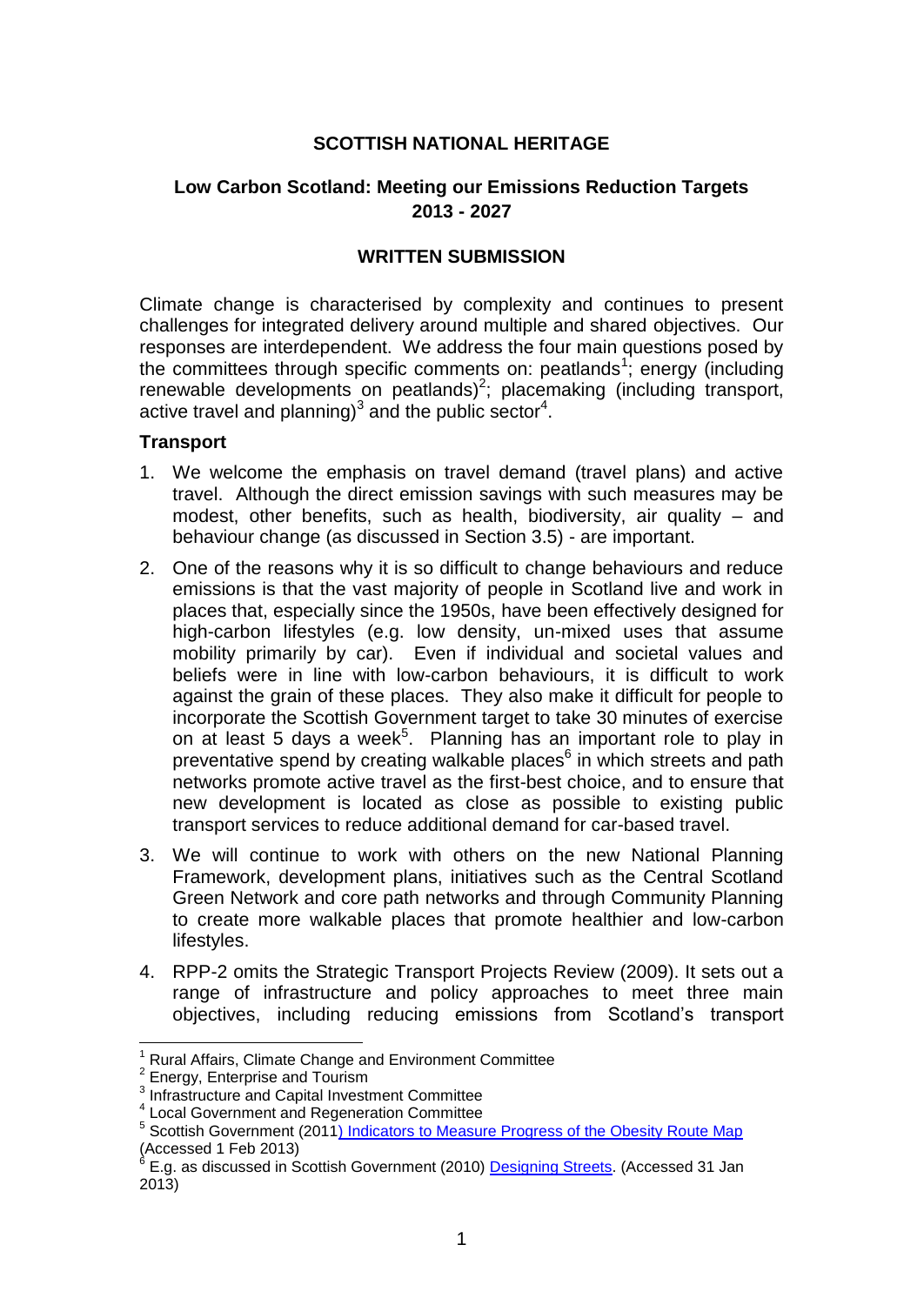**SCOTTISH NATIONAL HERITAGE**

**Low Carbon Scotland: Meeting our Emissions Reduction Targets 2013 - 2027**

**WRITTEN SUBMISSION**

Climate change is characterised by complexity and continues to present challenges for integrated delivery around multiple and shared objectives. Our responses are interdependent. We address the four main questions posed by the committees through specific comments on: peatlands[1]; energy (including renewable developments on peatlands)[2]; placemaking (including transport, active travel and planning)[3] and the public sector[4].

### Transport

1. We welcome the emphasis on travel demand (travel plans) and active travel. Although the direct emission savings with such measures may be modest, other benefits, such as health, biodiversity, air quality – and behaviour change (as discussed in Section 3.5) - are important.
2. One of the reasons why it is so difficult to change behaviours and reduce emissions is that the vast majority of people in Scotland live and work in places that, especially since the 1950s, have been effectively designed for high-carbon lifestyles (e.g. low density, un-mixed uses that assume mobility primarily by car). Even if individual and societal values and beliefs were in line with low-carbon behaviours, it is difficult to work against the grain of these places. They also make it difficult for people to incorporate the Scottish Government target to take 30 minutes of exercise on at least 5 days a week[5]. Planning has an important role to play in preventative spend by creating walkable places[6] in which streets and path networks promote active travel as the first-best choice, and to ensure that new development is located as close as possible to existing public transport services to reduce additional demand for car-based travel.
3. We will continue to work with others on the new National Planning Framework, development plans, initiatives such as the Central Scotland Green Network and core path networks and through Community Planning to create more walkable places that promote healthier and low-carbon lifestyles.
4. RPP-2 omits the Strategic Transport Projects Review (2009). It sets out a range of infrastructure and policy approaches to meet three main objectives, including reducing emissions from Scotland's transport

---

[1] Rural Affairs, Climate Change and Environment Committee

[2] Energy, Enterprise and Tourism

[3] Infrastructure and Capital Investment Committee

[4] Local Government and Regeneration Committee

[5] Scottish Government (2011) Indicators to Measure Progress of the Obesity Route Map (Accessed 1 Feb 2013)

[6] E.g. as discussed in Scottish Government (2010) Designing Streets. (Accessed 31 Jan 2013)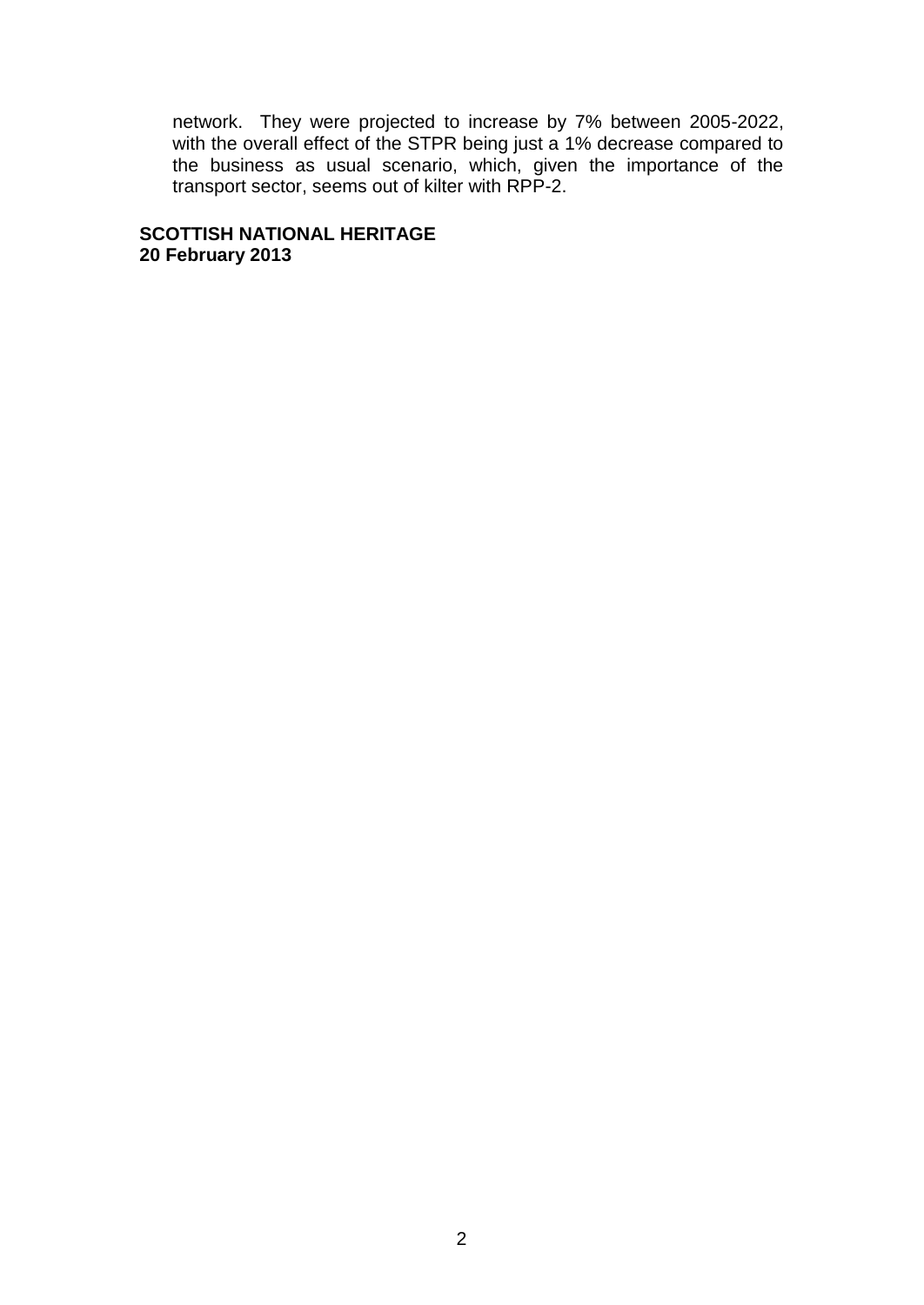network. They were projected to increase by 7% between 2005-2022, with the overall effect of the STPR being just a 1% decrease compared to the business as usual scenario, which, given the importance of the transport sector, seems out of kilter with RPP-2.

**SCOTTISH NATIONAL HERITAGE**
**20 February 2013**